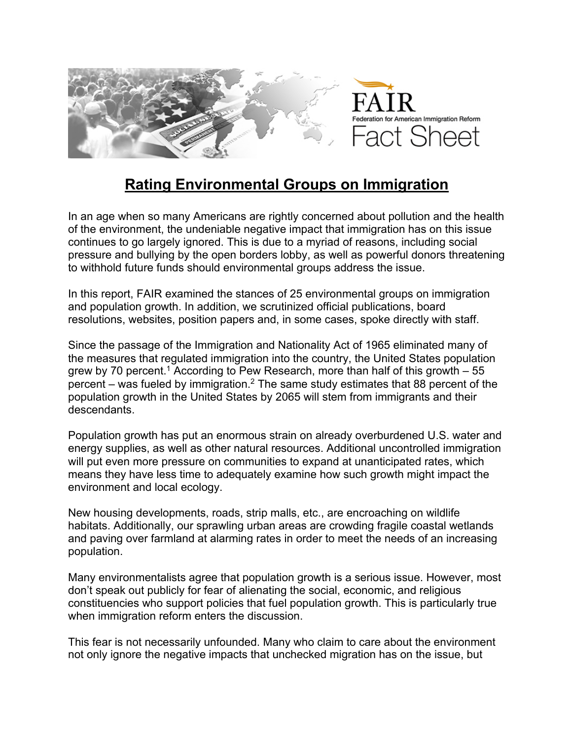FAIR
Federation for American Immigration Reform
Fact Sheet

# Rating Environmental Groups on Immigration

In an age when so many Americans are rightly concerned about pollution and the health of the environment, the undeniable negative impact that immigration has on this issue continues to go largely ignored. This is due to a myriad of reasons, including social pressure and bullying by the open borders lobby, as well as powerful donors threatening to withhold future funds should environmental groups address the issue.

In this report, FAIR examined the stances of 25 environmental groups on immigration and population growth. In addition, we scrutinized official publications, board resolutions, websites, position papers and, in some cases, spoke directly with staff.

Since the passage of the Immigration and Nationality Act of 1965 eliminated many of the measures that regulated immigration into the country, the United States population grew by 70 percent.[1] According to Pew Research, more than half of this growth – 55 percent – was fueled by immigration.[2] The same study estimates that 88 percent of the population growth in the United States by 2065 will stem from immigrants and their descendants.

Population growth has put an enormous strain on already overburdened U.S. water and energy supplies, as well as other natural resources. Additional uncontrolled immigration will put even more pressure on communities to expand at unanticipated rates, which means they have less time to adequately examine how such growth might impact the environment and local ecology.

New housing developments, roads, strip malls, etc., are encroaching on wildlife habitats. Additionally, our sprawling urban areas are crowding fragile coastal wetlands and paving over farmland at alarming rates in order to meet the needs of an increasing population.

Many environmentalists agree that population growth is a serious issue. However, most don't speak out publicly for fear of alienating the social, economic, and religious constituencies who support policies that fuel population growth. This is particularly true when immigration reform enters the discussion.

This fear is not necessarily unfounded. Many who claim to care about the environment not only ignore the negative impacts that unchecked migration has on the issue, but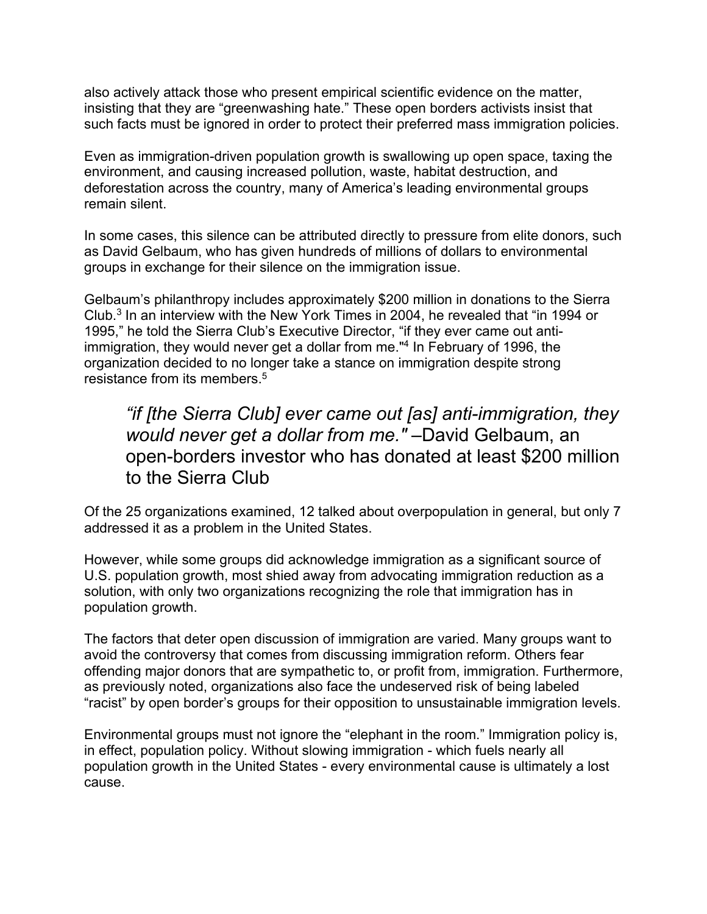also actively attack those who present empirical scientific evidence on the matter, insisting that they are "greenwashing hate." These open borders activists insist that such facts must be ignored in order to protect their preferred mass immigration policies.

Even as immigration-driven population growth is swallowing up open space, taxing the environment, and causing increased pollution, waste, habitat destruction, and deforestation across the country, many of America's leading environmental groups remain silent.

In some cases, this silence can be attributed directly to pressure from elite donors, such as David Gelbaum, who has given hundreds of millions of dollars to environmental groups in exchange for their silence on the immigration issue.

Gelbaum's philanthropy includes approximately $200 million in donations to the Sierra Club.[3] In an interview with the New York Times in 2004, he revealed that "in 1994 or 1995," he told the Sierra Club's Executive Director, "if they ever came out anti-immigration, they would never get a dollar from me."[4] In February of 1996, the organization decided to no longer take a stance on immigration despite strong resistance from its members.[5]

> *"if [the Sierra Club] ever came out [as] anti-immigration, they would never get a dollar from me."* –David Gelbaum, an open-borders investor who has donated at least $200 million to the Sierra Club

Of the 25 organizations examined, 12 talked about overpopulation in general, but only 7 addressed it as a problem in the United States.

However, while some groups did acknowledge immigration as a significant source of U.S. population growth, most shied away from advocating immigration reduction as a solution, with only two organizations recognizing the role that immigration has in population growth.

The factors that deter open discussion of immigration are varied. Many groups want to avoid the controversy that comes from discussing immigration reform. Others fear offending major donors that are sympathetic to, or profit from, immigration. Furthermore, as previously noted, organizations also face the undeserved risk of being labeled "racist" by open border's groups for their opposition to unsustainable immigration levels.

Environmental groups must not ignore the "elephant in the room." Immigration policy is, in effect, population policy. Without slowing immigration - which fuels nearly all population growth in the United States - every environmental cause is ultimately a lost cause.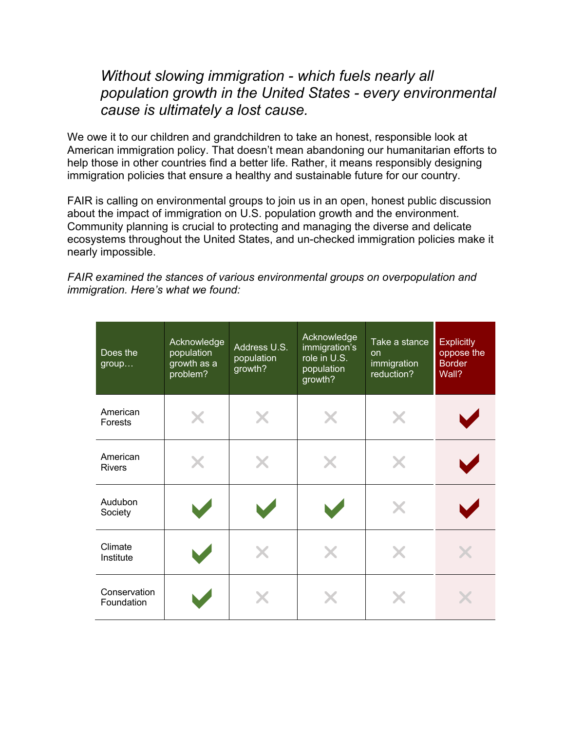*Without slowing immigration - which fuels nearly all population growth in the United States - every environmental cause is ultimately a lost cause.*

We owe it to our children and grandchildren to take an honest, responsible look at American immigration policy. That doesn't mean abandoning our humanitarian efforts to help those in other countries find a better life. Rather, it means responsibly designing immigration policies that ensure a healthy and sustainable future for our country.

FAIR is calling on environmental groups to join us in an open, honest public discussion about the impact of immigration on U.S. population growth and the environment. Community planning is crucial to protecting and managing the diverse and delicate ecosystems throughout the United States, and un-checked immigration policies make it nearly impossible.

*FAIR examined the stances of various environmental groups on overpopulation and immigration. Here's what we found:*

| Does the group… | Acknowledge population growth as a problem? | Address U.S. population growth? | Acknowledge immigration's role in U.S. population growth? | Take a stance on immigration reduction? | Explicitly oppose the Border Wall? |
|---|---|---|---|---|---|
| American Forests | ✗ | ✗ | ✗ | ✗ | ✓ |
| American Rivers | ✗ | ✗ | ✗ | ✗ | ✓ |
| Audubon Society | ✓ | ✓ | ✓ | ✗ | ✓ |
| Climate Institute | ✓ | ✗ | ✗ | ✗ | ✗ |
| Conservation Foundation | ✓ | ✗ | ✗ | ✗ | ✗ |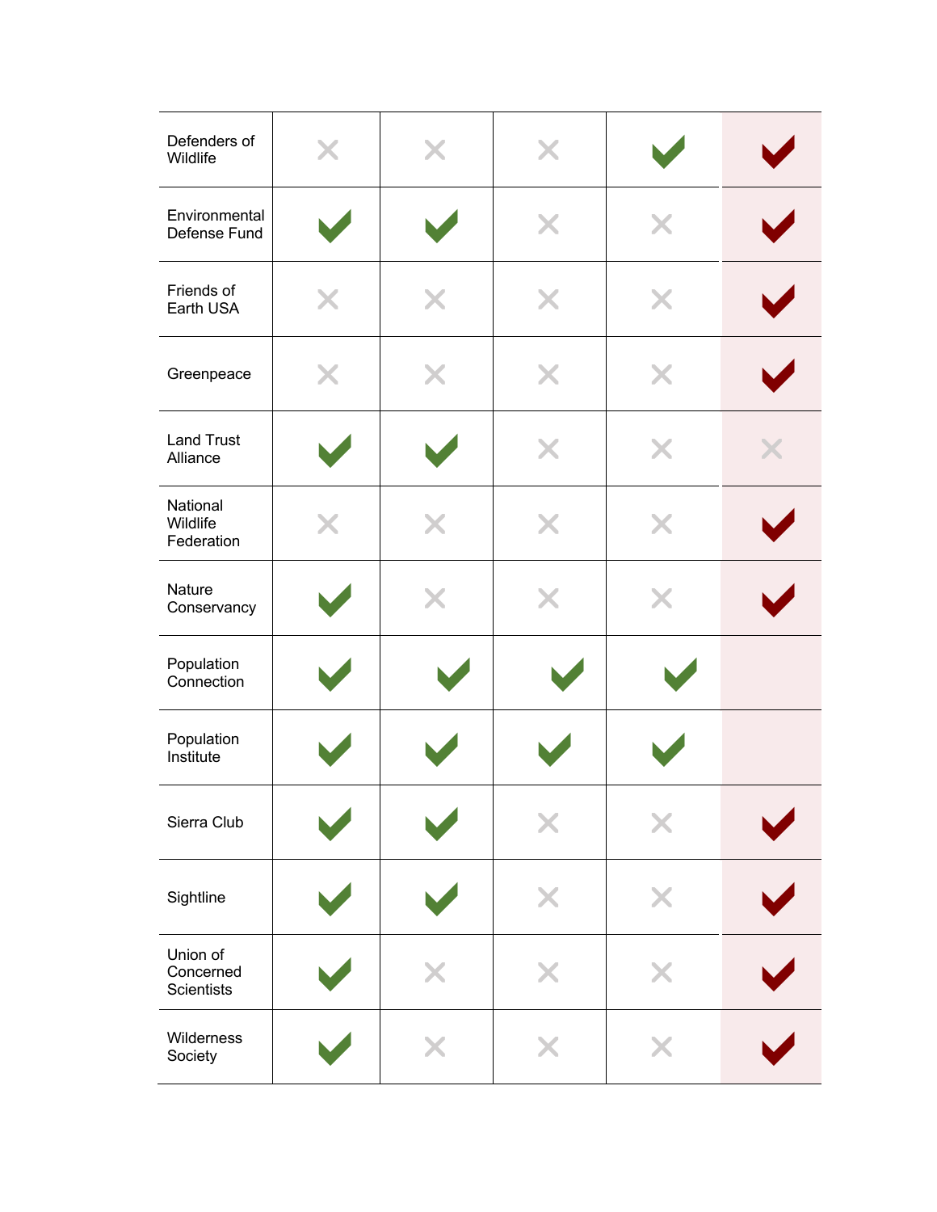| | | | | | |
|---|---|---|---|---|---|
| Defenders of Wildlife | ✗ | ✗ | ✗ | ✓ | ✓ |
| Environmental Defense Fund | ✓ | ✓ | ✗ | ✗ | ✓ |
| Friends of Earth USA | ✗ | ✗ | ✗ | ✗ | ✓ |
| Greenpeace | ✗ | ✗ | ✗ | ✗ | ✓ |
| Land Trust Alliance | ✓ | ✓ | ✗ | ✗ | ✗ |
| National Wildlife Federation | ✗ | ✗ | ✗ | ✗ | ✓ |
| Nature Conservancy | ✓ | ✗ | ✗ | ✗ | ✓ |
| Population Connection | ✓ | ✓ | ✓ | ✓ | |
| Population Institute | ✓ | ✓ | ✓ | ✓ | |
| Sierra Club | ✓ | ✓ | ✗ | ✗ | ✓ |
| Sightline | ✓ | ✓ | ✗ | ✗ | ✓ |
| Union of Concerned Scientists | ✓ | ✗ | ✗ | ✗ | ✓ |
| Wilderness Society | ✓ | ✗ | ✗ | ✗ | ✓ |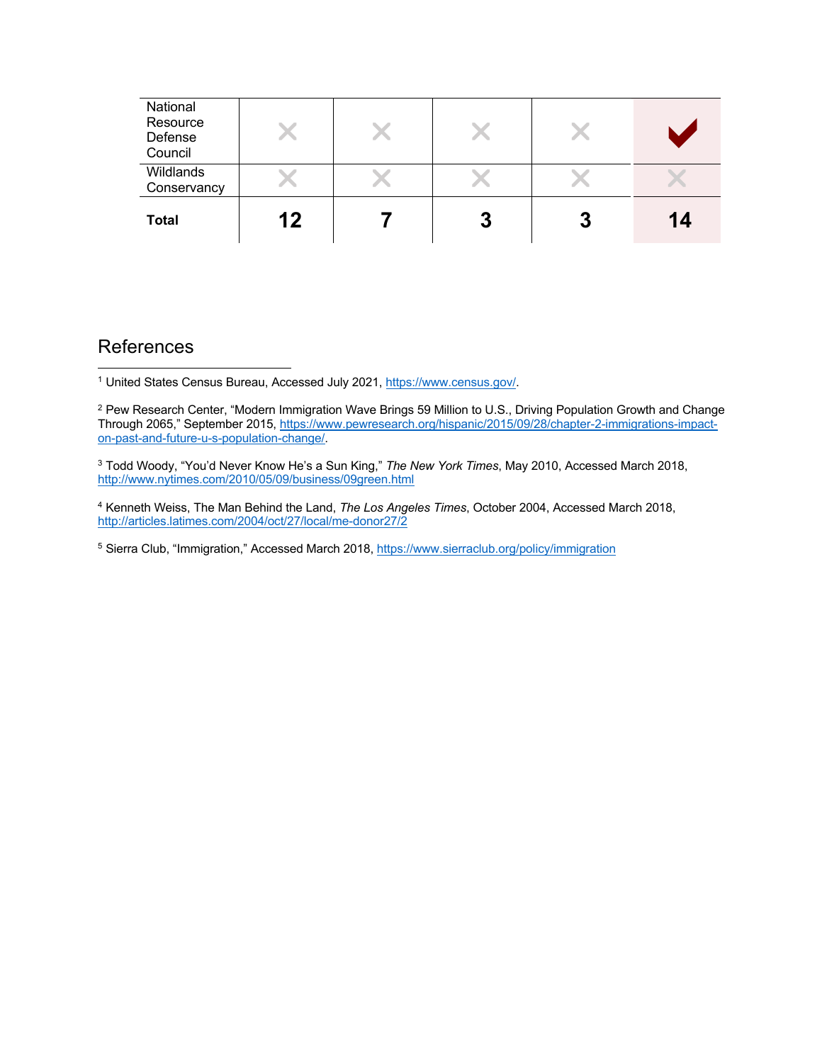| | | | | | |
|---|---|---|---|---|---|
| National Resource Defense Council | ✗ | ✗ | ✗ | ✗ | ✔ |
| Wildlands Conservancy | ✗ | ✗ | ✗ | ✗ | ✗ |
| **Total** | **12** | **7** | **3** | **3** | **14** |

## References

[1] United States Census Bureau, Accessed July 2021, https://www.census.gov/.

[2] Pew Research Center, "Modern Immigration Wave Brings 59 Million to U.S., Driving Population Growth and Change Through 2065," September 2015, https://www.pewresearch.org/hispanic/2015/09/28/chapter-2-immigrations-impact-on-past-and-future-u-s-population-change/.

[3] Todd Woody, "You'd Never Know He's a Sun King," *The New York Times*, May 2010, Accessed March 2018, http://www.nytimes.com/2010/05/09/business/09green.html

[4] Kenneth Weiss, The Man Behind the Land, *The Los Angeles Times*, October 2004, Accessed March 2018, http://articles.latimes.com/2004/oct/27/local/me-donor27/2

[5] Sierra Club, "Immigration," Accessed March 2018, https://www.sierraclub.org/policy/immigration